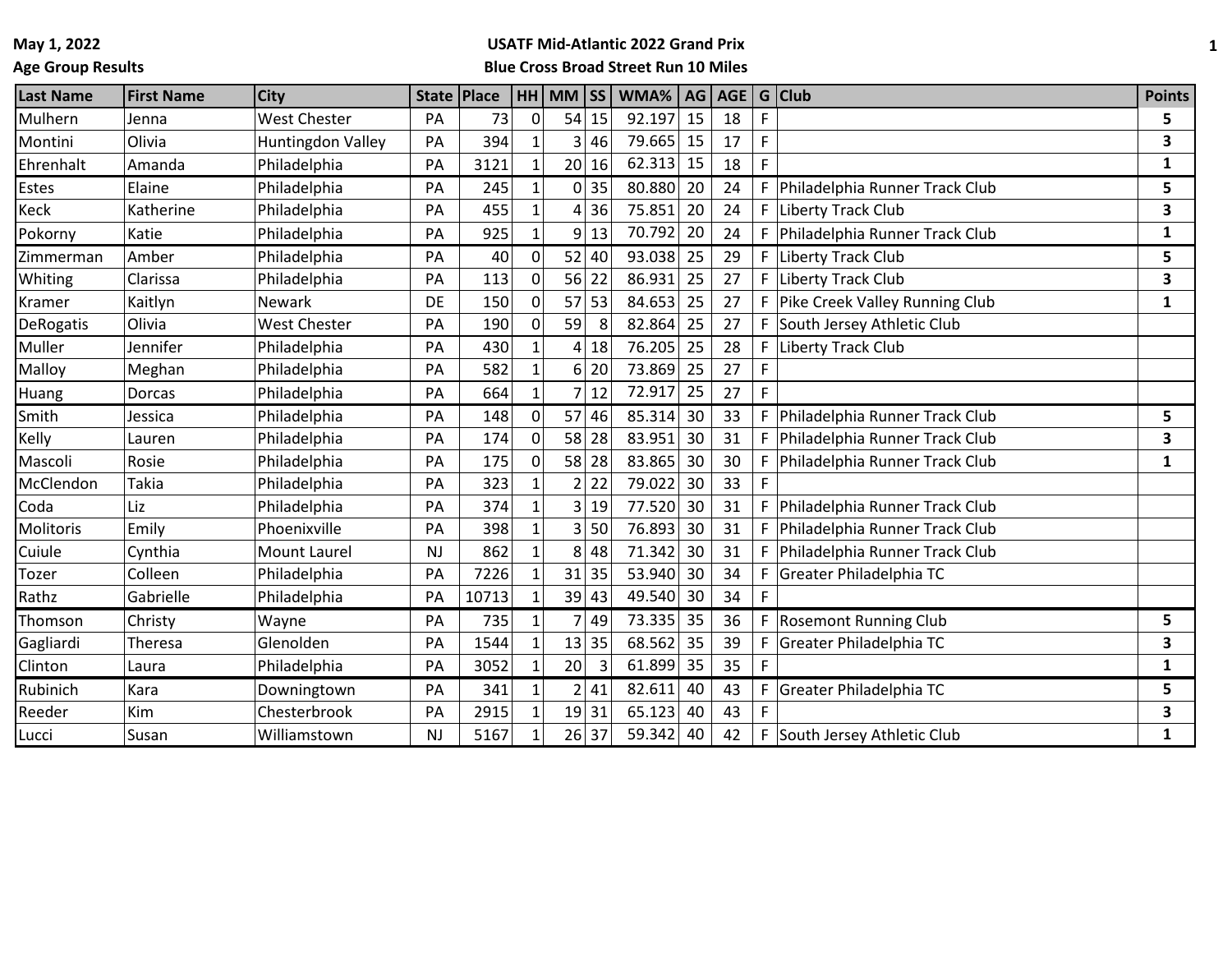May 1, 2022

**Age Group Results**

**USATF Mid-Atlantic 2022 Grand Prix**

**Blue Cross Broad Street Run 10 Miles**

| Last Name | First Name | City | State | Place | HH | MM | SS | WMA% | AG | AGE | G | Club | Points |
|---|---|---|---|---|---|---|---|---|---|---|---|---|---|
| Mulhern | Jenna | West Chester | PA | 73 | 0 | 54 | 15 | 92.197 | 15 | 18 | F | | 5 |
| Montini | Olivia | Huntingdon Valley | PA | 394 | 1 | 3 | 46 | 79.665 | 15 | 17 | F | | 3 |
| Ehrenhalt | Amanda | Philadelphia | PA | 3121 | 1 | 20 | 16 | 62.313 | 15 | 18 | F | | 1 |
| Estes | Elaine | Philadelphia | PA | 245 | 1 | 0 | 35 | 80.880 | 20 | 24 | F | Philadelphia Runner Track Club | 5 |
| Keck | Katherine | Philadelphia | PA | 455 | 1 | 4 | 36 | 75.851 | 20 | 24 | F | Liberty Track Club | 3 |
| Pokorny | Katie | Philadelphia | PA | 925 | 1 | 9 | 13 | 70.792 | 20 | 24 | F | Philadelphia Runner Track Club | 1 |
| Zimmerman | Amber | Philadelphia | PA | 40 | 0 | 52 | 40 | 93.038 | 25 | 29 | F | Liberty Track Club | 5 |
| Whiting | Clarissa | Philadelphia | PA | 113 | 0 | 56 | 22 | 86.931 | 25 | 27 | F | Liberty Track Club | 3 |
| Kramer | Kaitlyn | Newark | DE | 150 | 0 | 57 | 53 | 84.653 | 25 | 27 | F | Pike Creek Valley Running Club | 1 |
| DeRogatis | Olivia | West Chester | PA | 190 | 0 | 59 | 8 | 82.864 | 25 | 27 | F | South Jersey Athletic Club | |
| Muller | Jennifer | Philadelphia | PA | 430 | 1 | 4 | 18 | 76.205 | 25 | 28 | F | Liberty Track Club | |
| Malloy | Meghan | Philadelphia | PA | 582 | 1 | 6 | 20 | 73.869 | 25 | 27 | F | | |
| Huang | Dorcas | Philadelphia | PA | 664 | 1 | 7 | 12 | 72.917 | 25 | 27 | F | | |
| Smith | Jessica | Philadelphia | PA | 148 | 0 | 57 | 46 | 85.314 | 30 | 33 | F | Philadelphia Runner Track Club | 5 |
| Kelly | Lauren | Philadelphia | PA | 174 | 0 | 58 | 28 | 83.951 | 30 | 31 | F | Philadelphia Runner Track Club | 3 |
| Mascoli | Rosie | Philadelphia | PA | 175 | 0 | 58 | 28 | 83.865 | 30 | 30 | F | Philadelphia Runner Track Club | 1 |
| McClendon | Takia | Philadelphia | PA | 323 | 1 | 2 | 22 | 79.022 | 30 | 33 | F | | |
| Coda | Liz | Philadelphia | PA | 374 | 1 | 3 | 19 | 77.520 | 30 | 31 | F | Philadelphia Runner Track Club | |
| Molitoris | Emily | Phoenixville | PA | 398 | 1 | 3 | 50 | 76.893 | 30 | 31 | F | Philadelphia Runner Track Club | |
| Cuiule | Cynthia | Mount Laurel | NJ | 862 | 1 | 8 | 48 | 71.342 | 30 | 31 | F | Philadelphia Runner Track Club | |
| Tozer | Colleen | Philadelphia | PA | 7226 | 1 | 31 | 35 | 53.940 | 30 | 34 | F | Greater Philadelphia TC | |
| Rathz | Gabrielle | Philadelphia | PA | 10713 | 1 | 39 | 43 | 49.540 | 30 | 34 | F | | |
| Thomson | Christy | Wayne | PA | 735 | 1 | 7 | 49 | 73.335 | 35 | 36 | F | Rosemont Running Club | 5 |
| Gagliardi | Theresa | Glenolden | PA | 1544 | 1 | 13 | 35 | 68.562 | 35 | 39 | F | Greater Philadelphia TC | 3 |
| Clinton | Laura | Philadelphia | PA | 3052 | 1 | 20 | 3 | 61.899 | 35 | 35 | F | | 1 |
| Rubinich | Kara | Downingtown | PA | 341 | 1 | 2 | 41 | 82.611 | 40 | 43 | F | Greater Philadelphia TC | 5 |
| Reeder | Kim | Chesterbrook | PA | 2915 | 1 | 19 | 31 | 65.123 | 40 | 43 | F | | 3 |
| Lucci | Susan | Williamstown | NJ | 5167 | 1 | 26 | 37 | 59.342 | 40 | 42 | F | South Jersey Athletic Club | 1 |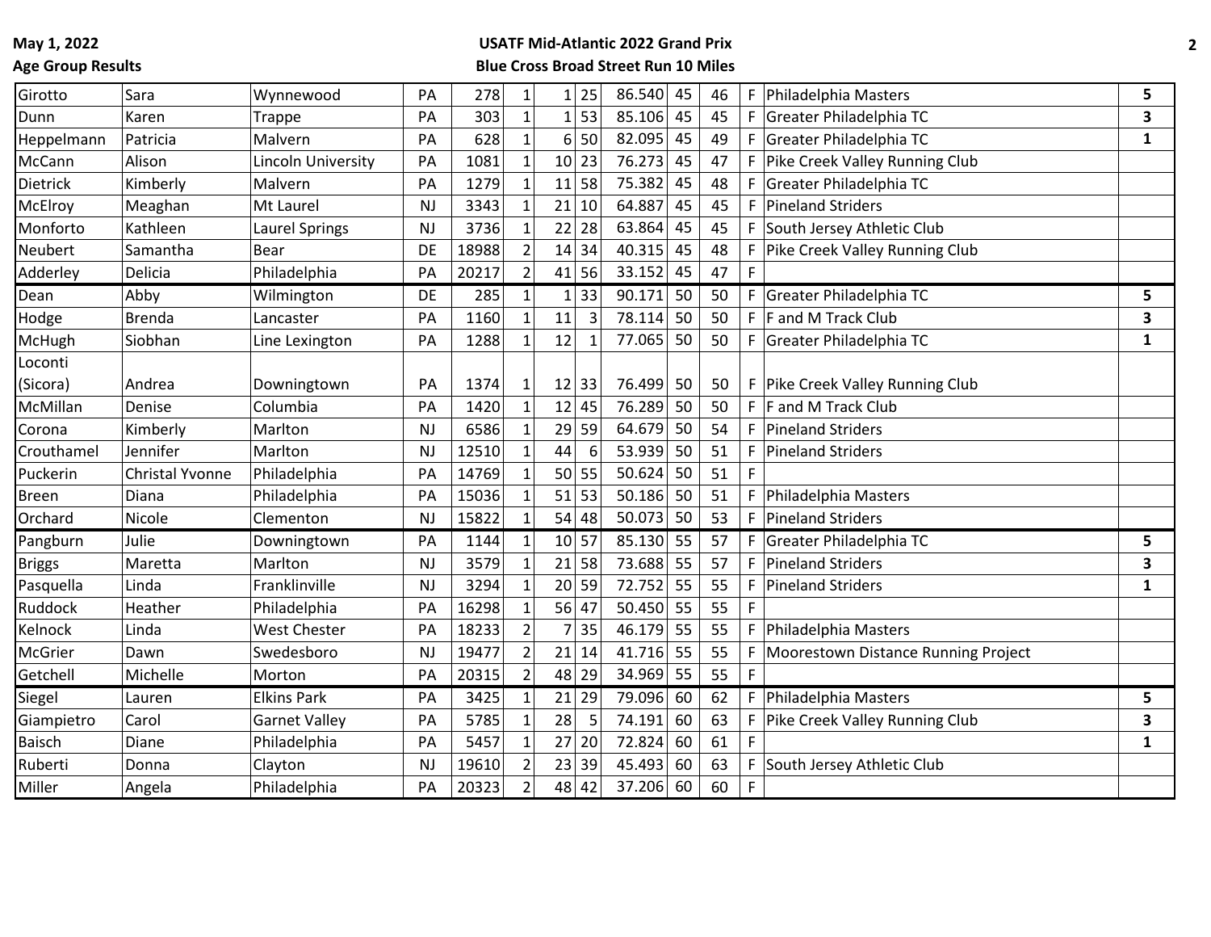**May 1, 2022**
**Age Group Results**

**USATF Mid-Atlantic 2022 Grand Prix**
**Blue Cross Broad Street Run 10 Miles**

| | | | | | | | | | | | | | |
|---|---|---|---|---|---|---|---|---|---|---|---|---|---|
| Girotto | Sara | Wynnewood | PA | 278 | 1 | 1 | 25 | 86.540 | 45 | 46 | F | Philadelphia Masters | **5** |
| Dunn | Karen | Trappe | PA | 303 | 1 | 1 | 53 | 85.106 | 45 | 45 | F | Greater Philadelphia TC | **3** |
| Heppelmann | Patricia | Malvern | PA | 628 | 1 | 6 | 50 | 82.095 | 45 | 49 | F | Greater Philadelphia TC | **1** |
| McCann | Alison | Lincoln University | PA | 1081 | 1 | 10 | 23 | 76.273 | 45 | 47 | F | Pike Creek Valley Running Club | |
| Dietrick | Kimberly | Malvern | PA | 1279 | 1 | 11 | 58 | 75.382 | 45 | 48 | F | Greater Philadelphia TC | |
| McElroy | Meaghan | Mt Laurel | NJ | 3343 | 1 | 21 | 10 | 64.887 | 45 | 45 | F | Pineland Striders | |
| Monforto | Kathleen | Laurel Springs | NJ | 3736 | 1 | 22 | 28 | 63.864 | 45 | 45 | F | South Jersey Athletic Club | |
| Neubert | Samantha | Bear | DE | 18988 | 2 | 14 | 34 | 40.315 | 45 | 48 | F | Pike Creek Valley Running Club | |
| Adderley | Delicia | Philadelphia | PA | 20217 | 2 | 41 | 56 | 33.152 | 45 | 47 | F | | |
| Dean | Abby | Wilmington | DE | 285 | 1 | 1 | 33 | 90.171 | 50 | 50 | F | Greater Philadelphia TC | **5** |
| Hodge | Brenda | Lancaster | PA | 1160 | 1 | 11 | 3 | 78.114 | 50 | 50 | F | F and M Track Club | **3** |
| McHugh | Siobhan | Line Lexington | PA | 1288 | 1 | 12 | 1 | 77.065 | 50 | 50 | F | Greater Philadelphia TC | **1** |
| Loconti (Sicora) | Andrea | Downingtown | PA | 1374 | 1 | 12 | 33 | 76.499 | 50 | 50 | F | Pike Creek Valley Running Club | |
| McMillan | Denise | Columbia | PA | 1420 | 1 | 12 | 45 | 76.289 | 50 | 50 | F | F and M Track Club | |
| Corona | Kimberly | Marlton | NJ | 6586 | 1 | 29 | 59 | 64.679 | 50 | 54 | F | Pineland Striders | |
| Crouthamel | Jennifer | Marlton | NJ | 12510 | 1 | 44 | 6 | 53.939 | 50 | 51 | F | Pineland Striders | |
| Puckerin | Christal Yvonne | Philadelphia | PA | 14769 | 1 | 50 | 55 | 50.624 | 50 | 51 | F | | |
| Breen | Diana | Philadelphia | PA | 15036 | 1 | 51 | 53 | 50.186 | 50 | 51 | F | Philadelphia Masters | |
| Orchard | Nicole | Clementon | NJ | 15822 | 1 | 54 | 48 | 50.073 | 50 | 53 | F | Pineland Striders | |
| Pangburn | Julie | Downingtown | PA | 1144 | 1 | 10 | 57 | 85.130 | 55 | 57 | F | Greater Philadelphia TC | **5** |
| Briggs | Maretta | Marlton | NJ | 3579 | 1 | 21 | 58 | 73.688 | 55 | 57 | F | Pineland Striders | **3** |
| Pasquella | Linda | Franklinville | NJ | 3294 | 1 | 20 | 59 | 72.752 | 55 | 55 | F | Pineland Striders | **1** |
| Ruddock | Heather | Philadelphia | PA | 16298 | 1 | 56 | 47 | 50.450 | 55 | 55 | F | | |
| Kelnock | Linda | West Chester | PA | 18233 | 2 | 7 | 35 | 46.179 | 55 | 55 | F | Philadelphia Masters | |
| McGrier | Dawn | Swedesboro | NJ | 19477 | 2 | 21 | 14 | 41.716 | 55 | 55 | F | Moorestown Distance Running Project | |
| Getchell | Michelle | Morton | PA | 20315 | 2 | 48 | 29 | 34.969 | 55 | 55 | F | | |
| Siegel | Lauren | Elkins Park | PA | 3425 | 1 | 21 | 29 | 79.096 | 60 | 62 | F | Philadelphia Masters | **5** |
| Giampietro | Carol | Garnet Valley | PA | 5785 | 1 | 28 | 5 | 74.191 | 60 | 63 | F | Pike Creek Valley Running Club | **3** |
| Baisch | Diane | Philadelphia | PA | 5457 | 1 | 27 | 20 | 72.824 | 60 | 61 | F | | **1** |
| Ruberti | Donna | Clayton | NJ | 19610 | 2 | 23 | 39 | 45.493 | 60 | 63 | F | South Jersey Athletic Club | |
| Miller | Angela | Philadelphia | PA | 20323 | 2 | 48 | 42 | 37.206 | 60 | 60 | F | | |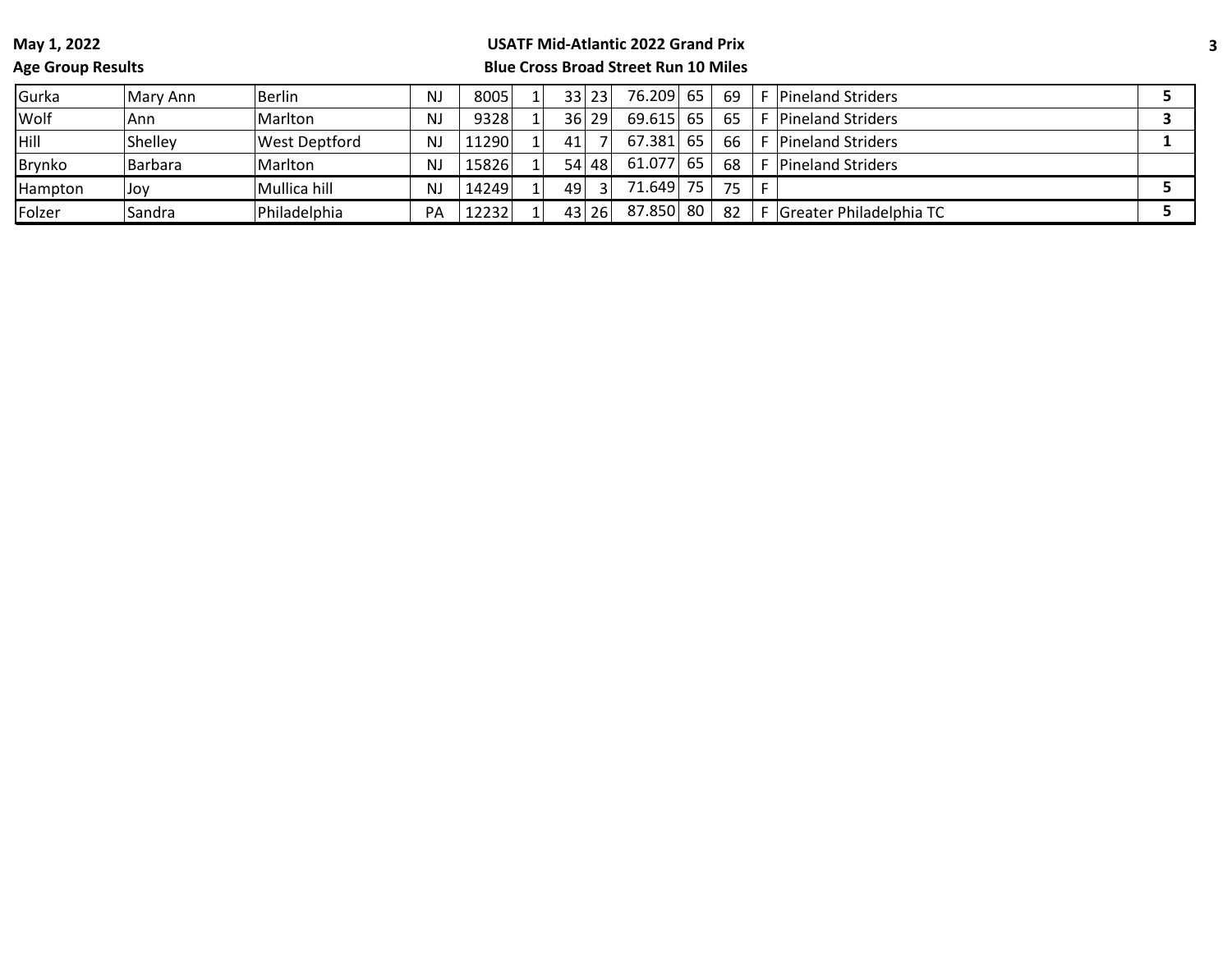May 1, 2022

Age Group Results

USATF Mid-Atlantic 2022 Grand Prix

Blue Cross Broad Street Run 10 Miles

| | | | | | | | | | | | | | |
|---|---|---|---|---|---|---|---|---|---|---|---|---|---|
| Gurka | Mary Ann | Berlin | NJ | 8005 | 1 | 33 | 23 | 76.209 | 65 | 69 | F | Pineland Striders | 5 |
| Wolf | Ann | Marlton | NJ | 9328 | 1 | 36 | 29 | 69.615 | 65 | 65 | F | Pineland Striders | 3 |
| Hill | Shelley | West Deptford | NJ | 11290 | 1 | 41 | 7 | 67.381 | 65 | 66 | F | Pineland Striders | 1 |
| Brynko | Barbara | Marlton | NJ | 15826 | 1 | 54 | 48 | 61.077 | 65 | 68 | F | Pineland Striders | |
| Hampton | Joy | Mullica hill | NJ | 14249 | 1 | 49 | 3 | 71.649 | 75 | 75 | F | | 5 |
| Folzer | Sandra | Philadelphia | PA | 12232 | 1 | 43 | 26 | 87.850 | 80 | 82 | F | Greater Philadelphia TC | 5 |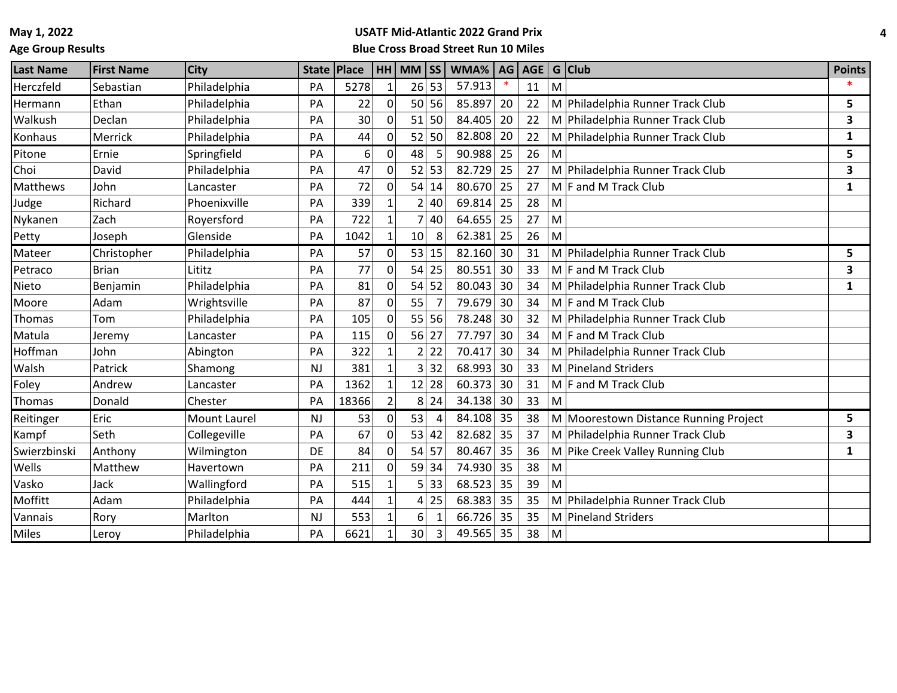**May 1, 2022**

**Age Group Results**

**USATF Mid-Atlantic 2022 Grand Prix**

**Blue Cross Broad Street Run 10 Miles**

| Last Name | First Name | City | State | Place | HH | MM | SS | WMA% | AG | AGE | G | Club | Points |
|---|---|---|---|---|---|---|---|---|---|---|---|---|---|
| Herczfeld | Sebastian | Philadelphia | PA | 5278 | 1 | 26 | 53 | 57.913 | * | 11 | M | | * |
| Hermann | Ethan | Philadelphia | PA | 22 | 0 | 50 | 56 | 85.897 | 20 | 22 | M | Philadelphia Runner Track Club | 5 |
| Walkush | Declan | Philadelphia | PA | 30 | 0 | 51 | 50 | 84.405 | 20 | 22 | M | Philadelphia Runner Track Club | 3 |
| Konhaus | Merrick | Philadelphia | PA | 44 | 0 | 52 | 50 | 82.808 | 20 | 22 | M | Philadelphia Runner Track Club | 1 |
| Pitone | Ernie | Springfield | PA | 6 | 0 | 48 | 5 | 90.988 | 25 | 26 | M | | 5 |
| Choi | David | Philadelphia | PA | 47 | 0 | 52 | 53 | 82.729 | 25 | 27 | M | Philadelphia Runner Track Club | 3 |
| Matthews | John | Lancaster | PA | 72 | 0 | 54 | 14 | 80.670 | 25 | 27 | M | F and M Track Club | 1 |
| Judge | Richard | Phoenixville | PA | 339 | 1 | 2 | 40 | 69.814 | 25 | 28 | M | | |
| Nykanen | Zach | Royersford | PA | 722 | 1 | 7 | 40 | 64.655 | 25 | 27 | M | | |
| Petty | Joseph | Glenside | PA | 1042 | 1 | 10 | 8 | 62.381 | 25 | 26 | M | | |
| Mateer | Christopher | Philadelphia | PA | 57 | 0 | 53 | 15 | 82.160 | 30 | 31 | M | Philadelphia Runner Track Club | 5 |
| Petraco | Brian | Lititz | PA | 77 | 0 | 54 | 25 | 80.551 | 30 | 33 | M | F and M Track Club | 3 |
| Nieto | Benjamin | Philadelphia | PA | 81 | 0 | 54 | 52 | 80.043 | 30 | 34 | M | Philadelphia Runner Track Club | 1 |
| Moore | Adam | Wrightsville | PA | 87 | 0 | 55 | 7 | 79.679 | 30 | 34 | M | F and M Track Club | |
| Thomas | Tom | Philadelphia | PA | 105 | 0 | 55 | 56 | 78.248 | 30 | 32 | M | Philadelphia Runner Track Club | |
| Matula | Jeremy | Lancaster | PA | 115 | 0 | 56 | 27 | 77.797 | 30 | 34 | M | F and M Track Club | |
| Hoffman | John | Abington | PA | 322 | 1 | 2 | 22 | 70.417 | 30 | 34 | M | Philadelphia Runner Track Club | |
| Walsh | Patrick | Shamong | NJ | 381 | 1 | 3 | 32 | 68.993 | 30 | 33 | M | Pineland Striders | |
| Foley | Andrew | Lancaster | PA | 1362 | 1 | 12 | 28 | 60.373 | 30 | 31 | M | F and M Track Club | |
| Thomas | Donald | Chester | PA | 18366 | 2 | 8 | 24 | 34.138 | 30 | 33 | M | | |
| Reitinger | Eric | Mount Laurel | NJ | 53 | 0 | 53 | 4 | 84.108 | 35 | 38 | M | Moorestown Distance Running Project | 5 |
| Kampf | Seth | Collegeville | PA | 67 | 0 | 53 | 42 | 82.682 | 35 | 37 | M | Philadelphia Runner Track Club | 3 |
| Swierzbinski | Anthony | Wilmington | DE | 84 | 0 | 54 | 57 | 80.467 | 35 | 36 | M | Pike Creek Valley Running Club | 1 |
| Wells | Matthew | Havertown | PA | 211 | 0 | 59 | 34 | 74.930 | 35 | 38 | M | | |
| Vasko | Jack | Wallingford | PA | 515 | 1 | 5 | 33 | 68.523 | 35 | 39 | M | | |
| Moffitt | Adam | Philadelphia | PA | 444 | 1 | 4 | 25 | 68.383 | 35 | 35 | M | Philadelphia Runner Track Club | |
| Vannais | Rory | Marlton | NJ | 553 | 1 | 6 | 1 | 66.726 | 35 | 35 | M | Pineland Striders | |
| Miles | Leroy | Philadelphia | PA | 6621 | 1 | 30 | 3 | 49.565 | 35 | 38 | M | | |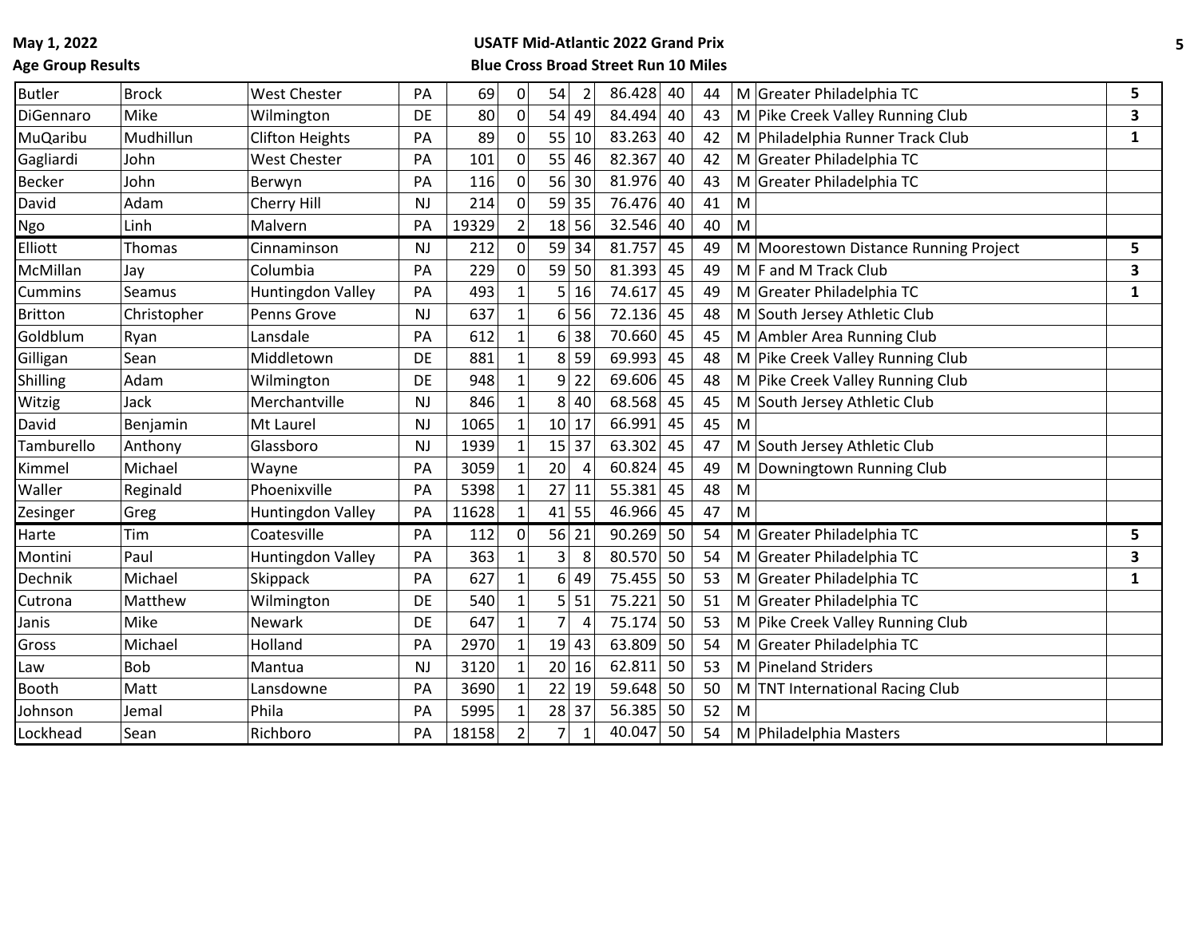May 1, 2022

Age Group Results

**USATF Mid-Atlantic 2022 Grand Prix**

**Blue Cross Broad Street Run 10 Miles**

| | | | | | | | | | | | | | |
|---|---|---|---|---|---|---|---|---|---|---|---|---|---|
| Butler | Brock | West Chester | PA | 69 | 0 | 54 | 2 | 86.428 | 40 | 44 | M | Greater Philadelphia TC | 5 |
| DiGennaro | Mike | Wilmington | DE | 80 | 0 | 54 | 49 | 84.494 | 40 | 43 | M | Pike Creek Valley Running Club | 3 |
| MuQaribu | Mudhillun | Clifton Heights | PA | 89 | 0 | 55 | 10 | 83.263 | 40 | 42 | M | Philadelphia Runner Track Club | 1 |
| Gagliardi | John | West Chester | PA | 101 | 0 | 55 | 46 | 82.367 | 40 | 42 | M | Greater Philadelphia TC | |
| Becker | John | Berwyn | PA | 116 | 0 | 56 | 30 | 81.976 | 40 | 43 | M | Greater Philadelphia TC | |
| David | Adam | Cherry Hill | NJ | 214 | 0 | 59 | 35 | 76.476 | 40 | 41 | M | | |
| Ngo | Linh | Malvern | PA | 19329 | 2 | 18 | 56 | 32.546 | 40 | 40 | M | | |
| Elliott | Thomas | Cinnaminson | NJ | 212 | 0 | 59 | 34 | 81.757 | 45 | 49 | M | Moorestown Distance Running Project | 5 |
| McMillan | Jay | Columbia | PA | 229 | 0 | 59 | 50 | 81.393 | 45 | 49 | M | F and M Track Club | 3 |
| Cummins | Seamus | Huntingdon Valley | PA | 493 | 1 | 5 | 16 | 74.617 | 45 | 49 | M | Greater Philadelphia TC | 1 |
| Britton | Christopher | Penns Grove | NJ | 637 | 1 | 6 | 56 | 72.136 | 45 | 48 | M | South Jersey Athletic Club | |
| Goldblum | Ryan | Lansdale | PA | 612 | 1 | 6 | 38 | 70.660 | 45 | 45 | M | Ambler Area Running Club | |
| Gilligan | Sean | Middletown | DE | 881 | 1 | 8 | 59 | 69.993 | 45 | 48 | M | Pike Creek Valley Running Club | |
| Shilling | Adam | Wilmington | DE | 948 | 1 | 9 | 22 | 69.606 | 45 | 48 | M | Pike Creek Valley Running Club | |
| Witzig | Jack | Merchantville | NJ | 846 | 1 | 8 | 40 | 68.568 | 45 | 45 | M | South Jersey Athletic Club | |
| David | Benjamin | Mt Laurel | NJ | 1065 | 1 | 10 | 17 | 66.991 | 45 | 45 | M | | |
| Tamburello | Anthony | Glassboro | NJ | 1939 | 1 | 15 | 37 | 63.302 | 45 | 47 | M | South Jersey Athletic Club | |
| Kimmel | Michael | Wayne | PA | 3059 | 1 | 20 | 4 | 60.824 | 45 | 49 | M | Downingtown Running Club | |
| Waller | Reginald | Phoenixville | PA | 5398 | 1 | 27 | 11 | 55.381 | 45 | 48 | M | | |
| Zesinger | Greg | Huntingdon Valley | PA | 11628 | 1 | 41 | 55 | 46.966 | 45 | 47 | M | | |
| Harte | Tim | Coatesville | PA | 112 | 0 | 56 | 21 | 90.269 | 50 | 54 | M | Greater Philadelphia TC | 5 |
| Montini | Paul | Huntingdon Valley | PA | 363 | 1 | 3 | 8 | 80.570 | 50 | 54 | M | Greater Philadelphia TC | 3 |
| Dechnik | Michael | Skippack | PA | 627 | 1 | 6 | 49 | 75.455 | 50 | 53 | M | Greater Philadelphia TC | 1 |
| Cutrona | Matthew | Wilmington | DE | 540 | 1 | 5 | 51 | 75.221 | 50 | 51 | M | Greater Philadelphia TC | |
| Janis | Mike | Newark | DE | 647 | 1 | 7 | 4 | 75.174 | 50 | 53 | M | Pike Creek Valley Running Club | |
| Gross | Michael | Holland | PA | 2970 | 1 | 19 | 43 | 63.809 | 50 | 54 | M | Greater Philadelphia TC | |
| Law | Bob | Mantua | NJ | 3120 | 1 | 20 | 16 | 62.811 | 50 | 53 | M | Pineland Striders | |
| Booth | Matt | Lansdowne | PA | 3690 | 1 | 22 | 19 | 59.648 | 50 | 50 | M | TNT International Racing Club | |
| Johnson | Jemal | Phila | PA | 5995 | 1 | 28 | 37 | 56.385 | 50 | 52 | M | | |
| Lockhead | Sean | Richboro | PA | 18158 | 2 | 7 | 1 | 40.047 | 50 | 54 | M | Philadelphia Masters | |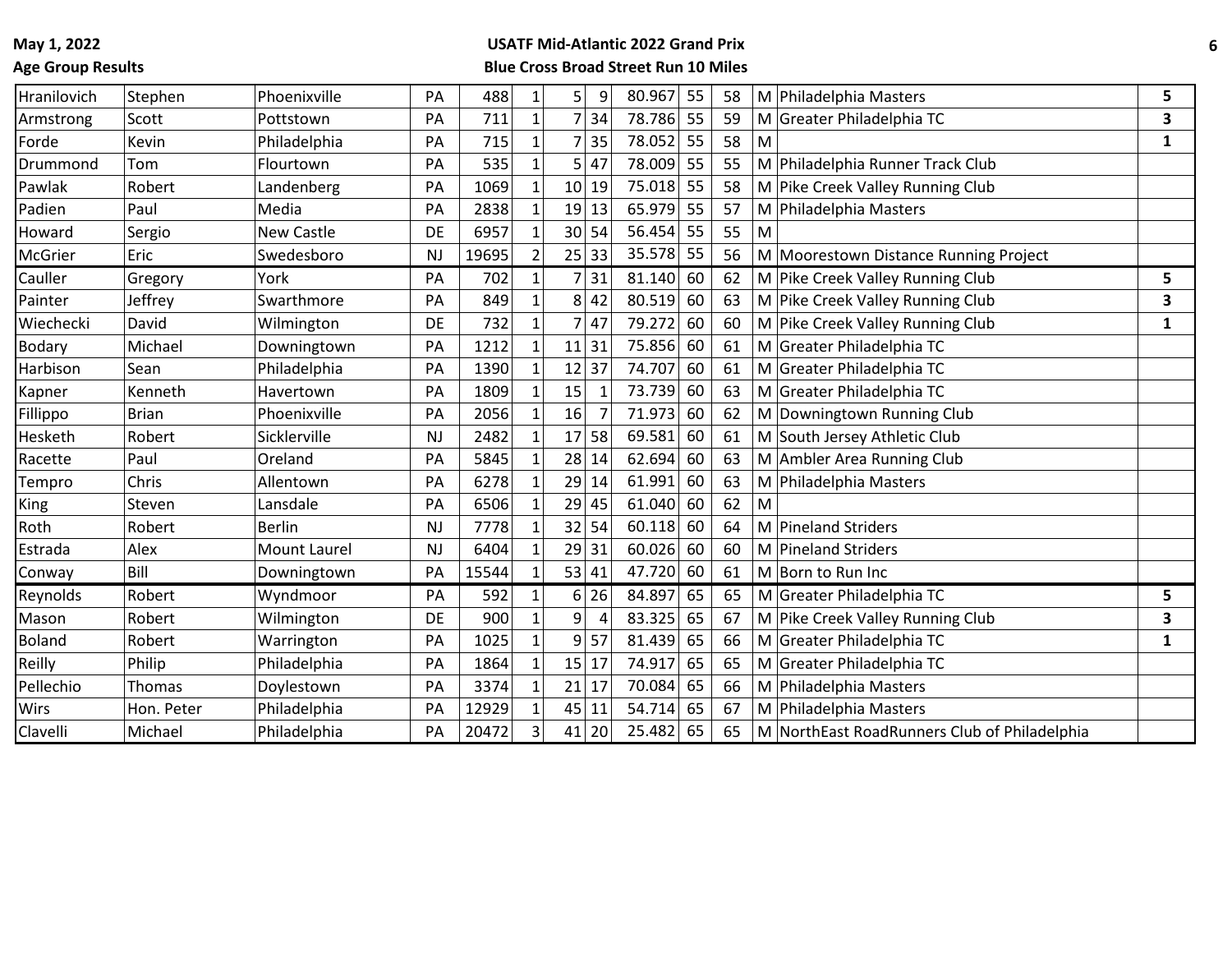May 1, 2022
Age Group Results

**USATF Mid-Atlantic 2022 Grand Prix**
**Blue Cross Broad Street Run 10 Miles**

| | | | | | | | | | | | | | |
|---|---|---|---|---|---|---|---|---|---|---|---|---|---|
| Hranilovich | Stephen | Phoenixville | PA | 488 | 1 | 5 | 9 | 80.967 | 55 | 58 | M | Philadelphia Masters | **5** |
| Armstrong | Scott | Pottstown | PA | 711 | 1 | 7 | 34 | 78.786 | 55 | 59 | M | Greater Philadelphia TC | **3** |
| Forde | Kevin | Philadelphia | PA | 715 | 1 | 7 | 35 | 78.052 | 55 | 58 | M | | **1** |
| Drummond | Tom | Flourtown | PA | 535 | 1 | 5 | 47 | 78.009 | 55 | 55 | M | Philadelphia Runner Track Club | |
| Pawlak | Robert | Landenberg | PA | 1069 | 1 | 10 | 19 | 75.018 | 55 | 58 | M | Pike Creek Valley Running Club | |
| Padien | Paul | Media | PA | 2838 | 1 | 19 | 13 | 65.979 | 55 | 57 | M | Philadelphia Masters | |
| Howard | Sergio | New Castle | DE | 6957 | 1 | 30 | 54 | 56.454 | 55 | 55 | M | | |
| McGrier | Eric | Swedesboro | NJ | 19695 | 2 | 25 | 33 | 35.578 | 55 | 56 | M | Moorestown Distance Running Project | |
| Cauller | Gregory | York | PA | 702 | 1 | 7 | 31 | 81.140 | 60 | 62 | M | Pike Creek Valley Running Club | **5** |
| Painter | Jeffrey | Swarthmore | PA | 849 | 1 | 8 | 42 | 80.519 | 60 | 63 | M | Pike Creek Valley Running Club | **3** |
| Wiechecki | David | Wilmington | DE | 732 | 1 | 7 | 47 | 79.272 | 60 | 60 | M | Pike Creek Valley Running Club | **1** |
| Bodary | Michael | Downingtown | PA | 1212 | 1 | 11 | 31 | 75.856 | 60 | 61 | M | Greater Philadelphia TC | |
| Harbison | Sean | Philadelphia | PA | 1390 | 1 | 12 | 37 | 74.707 | 60 | 61 | M | Greater Philadelphia TC | |
| Kapner | Kenneth | Havertown | PA | 1809 | 1 | 15 | 1 | 73.739 | 60 | 63 | M | Greater Philadelphia TC | |
| Fillippo | Brian | Phoenixville | PA | 2056 | 1 | 16 | 7 | 71.973 | 60 | 62 | M | Downingtown Running Club | |
| Hesketh | Robert | Sicklerville | NJ | 2482 | 1 | 17 | 58 | 69.581 | 60 | 61 | M | South Jersey Athletic Club | |
| Racette | Paul | Oreland | PA | 5845 | 1 | 28 | 14 | 62.694 | 60 | 63 | M | Ambler Area Running Club | |
| Tempro | Chris | Allentown | PA | 6278 | 1 | 29 | 14 | 61.991 | 60 | 63 | M | Philadelphia Masters | |
| King | Steven | Lansdale | PA | 6506 | 1 | 29 | 45 | 61.040 | 60 | 62 | M | | |
| Roth | Robert | Berlin | NJ | 7778 | 1 | 32 | 54 | 60.118 | 60 | 64 | M | Pineland Striders | |
| Estrada | Alex | Mount Laurel | NJ | 6404 | 1 | 29 | 31 | 60.026 | 60 | 60 | M | Pineland Striders | |
| Conway | Bill | Downingtown | PA | 15544 | 1 | 53 | 41 | 47.720 | 60 | 61 | M | Born to Run Inc | |
| Reynolds | Robert | Wyndmoor | PA | 592 | 1 | 6 | 26 | 84.897 | 65 | 65 | M | Greater Philadelphia TC | **5** |
| Mason | Robert | Wilmington | DE | 900 | 1 | 9 | 4 | 83.325 | 65 | 67 | M | Pike Creek Valley Running Club | **3** |
| Boland | Robert | Warrington | PA | 1025 | 1 | 9 | 57 | 81.439 | 65 | 66 | M | Greater Philadelphia TC | **1** |
| Reilly | Philip | Philadelphia | PA | 1864 | 1 | 15 | 17 | 74.917 | 65 | 65 | M | Greater Philadelphia TC | |
| Pellechio | Thomas | Doylestown | PA | 3374 | 1 | 21 | 17 | 70.084 | 65 | 66 | M | Philadelphia Masters | |
| Wirs | Hon. Peter | Philadelphia | PA | 12929 | 1 | 45 | 11 | 54.714 | 65 | 67 | M | Philadelphia Masters | |
| Clavelli | Michael | Philadelphia | PA | 20472 | 3 | 41 | 20 | 25.482 | 65 | 65 | M | NorthEast RoadRunners Club of Philadelphia | |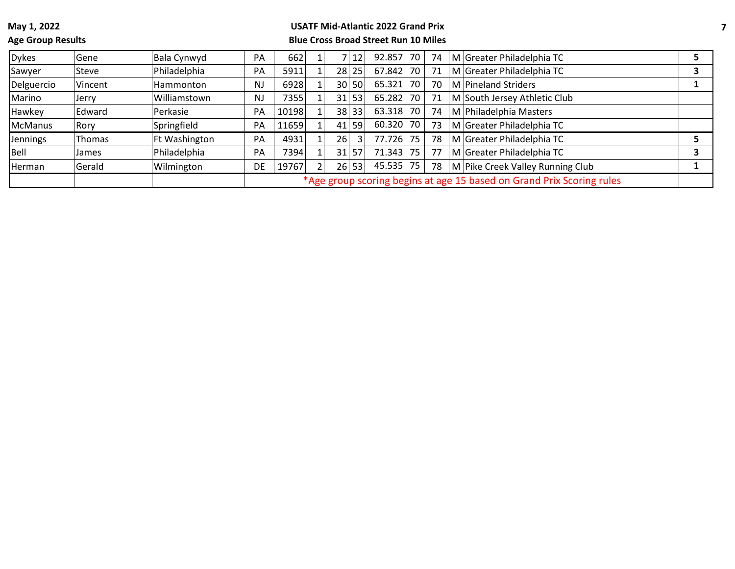**May 1, 2022**

**Age Group Results**

**USATF Mid-Atlantic 2022 Grand Prix**

**Blue Cross Broad Street Run 10 Miles**

| | | | | | | | | | | | | | |
|---|---|---|---|---|---|---|---|---|---|---|---|---|---|
| Dykes | Gene | Bala Cynwyd | PA | 662 | 1 | 7 | 12 | 92.857 | 70 | 74 | M | Greater Philadelphia TC | **5** |
| Sawyer | Steve | Philadelphia | PA | 5911 | 1 | 28 | 25 | 67.842 | 70 | 71 | M | Greater Philadelphia TC | **3** |
| Delguercio | Vincent | Hammonton | NJ | 6928 | 1 | 30 | 50 | 65.321 | 70 | 70 | M | Pineland Striders | **1** |
| Marino | Jerry | Williamstown | NJ | 7355 | 1 | 31 | 53 | 65.282 | 70 | 71 | M | South Jersey Athletic Club | |
| Hawkey | Edward | Perkasie | PA | 10198 | 1 | 38 | 33 | 63.318 | 70 | 74 | M | Philadelphia Masters | |
| McManus | Rory | Springfield | PA | 11659 | 1 | 41 | 59 | 60.320 | 70 | 73 | M | Greater Philadelphia TC | |
| Jennings | Thomas | Ft Washington | PA | 4931 | 1 | 26 | 3 | 77.726 | 75 | 78 | M | Greater Philadelphia TC | **5** |
| Bell | James | Philadelphia | PA | 7394 | 1 | 31 | 57 | 71.343 | 75 | 77 | M | Greater Philadelphia TC | **3** |
| Herman | Gerald | Wilmington | DE | 19767 | 2 | 26 | 53 | 45.535 | 75 | 78 | M | Pike Creek Valley Running Club | **1** |
| | | | *Age group scoring begins at age 15 based on Grand Prix Scoring rules | | | | | | | | | | |